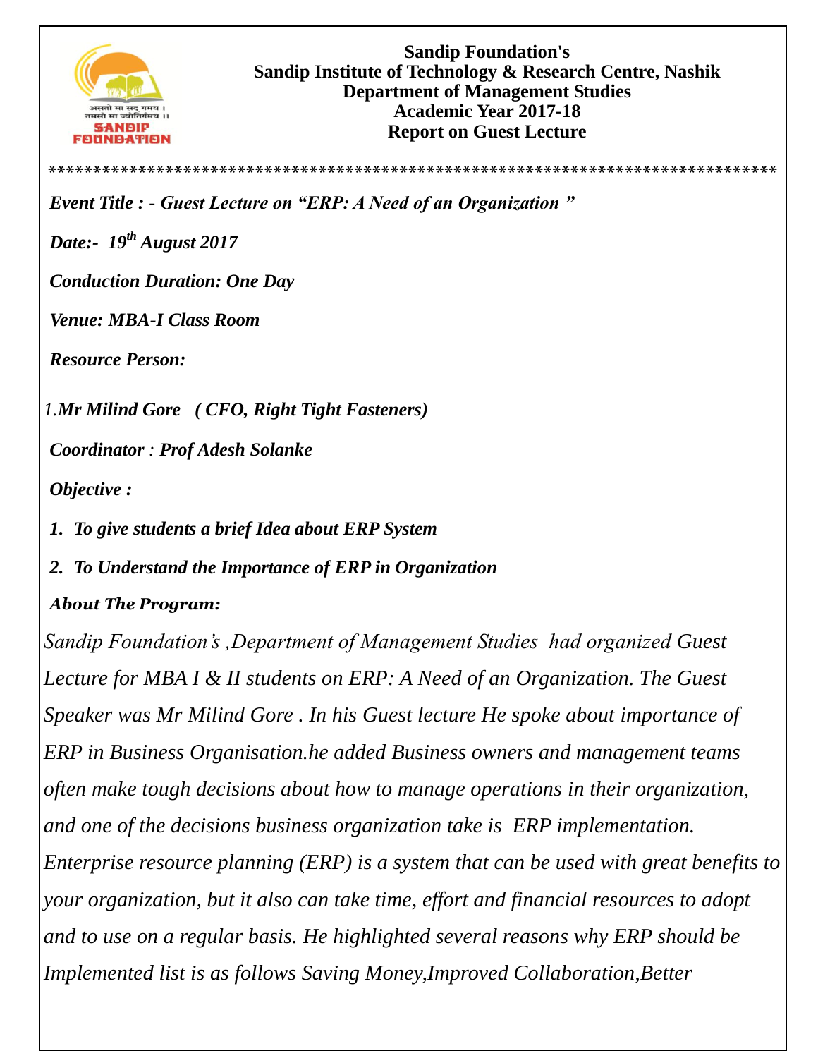**Sandip Foundation's**
**Sandip Institute of Technology & Research Centre, Nashik**
**Department of Management Studies**
**Academic Year 2017-18**
**Report on Guest Lecture**

\*\*\*\*\*\*\*\*\*\*\*\*\*\*\*\*\*\*\*\*\*\*\*\*\*\*\*\*\*\*\*\*\*\*\*\*\*\*\*\*\*\*\*\*\*\*\*\*\*\*\*\*\*\*\*\*\*\*\*\*\*\*\*\*\*\*\*\*\*\*\*\*\*\*\*\*\*\*\*\*\*\*\*\*

***Event Title : - Guest Lecture on "ERP: A Need of an Organization "***

***Date:- 19th August 2017***

***Conduction Duration: One Day***

***Venue: MBA-I Class Room***

***Resource Person:***

1.***Mr Milind Gore ( CFO, Right Tight Fasteners)***

***Coordinator : Prof Adesh Solanke***

***Objective :***

1. ***To give students a brief Idea about ERP System***
2. ***To Understand the Importance of ERP in Organization***

***About The Program:***

*Sandip Foundation's ,Department of Management Studies had organized Guest Lecture for MBA I & II students on ERP: A Need of an Organization. The Guest Speaker was Mr Milind Gore . In his Guest lecture He spoke about importance of ERP in Business Organisation.he added Business owners and management teams often make tough decisions about how to manage operations in their organization, and one of the decisions business organization take is ERP implementation. Enterprise resource planning (ERP) is a system that can be used with great benefits to your organization, but it also can take time, effort and financial resources to adopt and to use on a regular basis. He highlighted several reasons why ERP should be Implemented list is as follows Saving Money,Improved Collaboration,Better*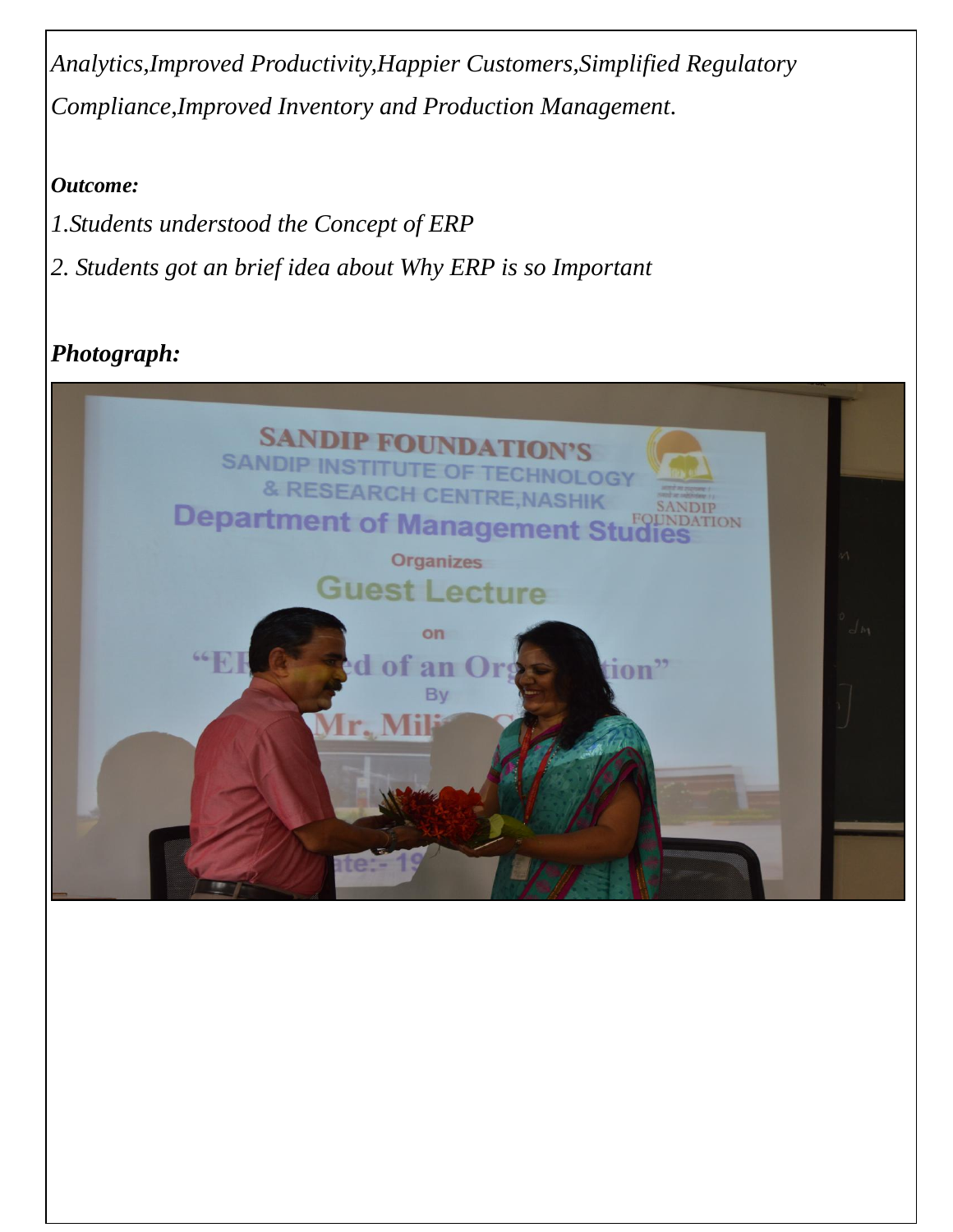*Analytics,Improved Productivity,Happier Customers,Simplified Regulatory Compliance,Improved Inventory and Production Management.*

***Outcome:***

*1.Students understood the Concept of ERP*

*2. Students got an brief idea about Why ERP is so Important*

***Photograph:***